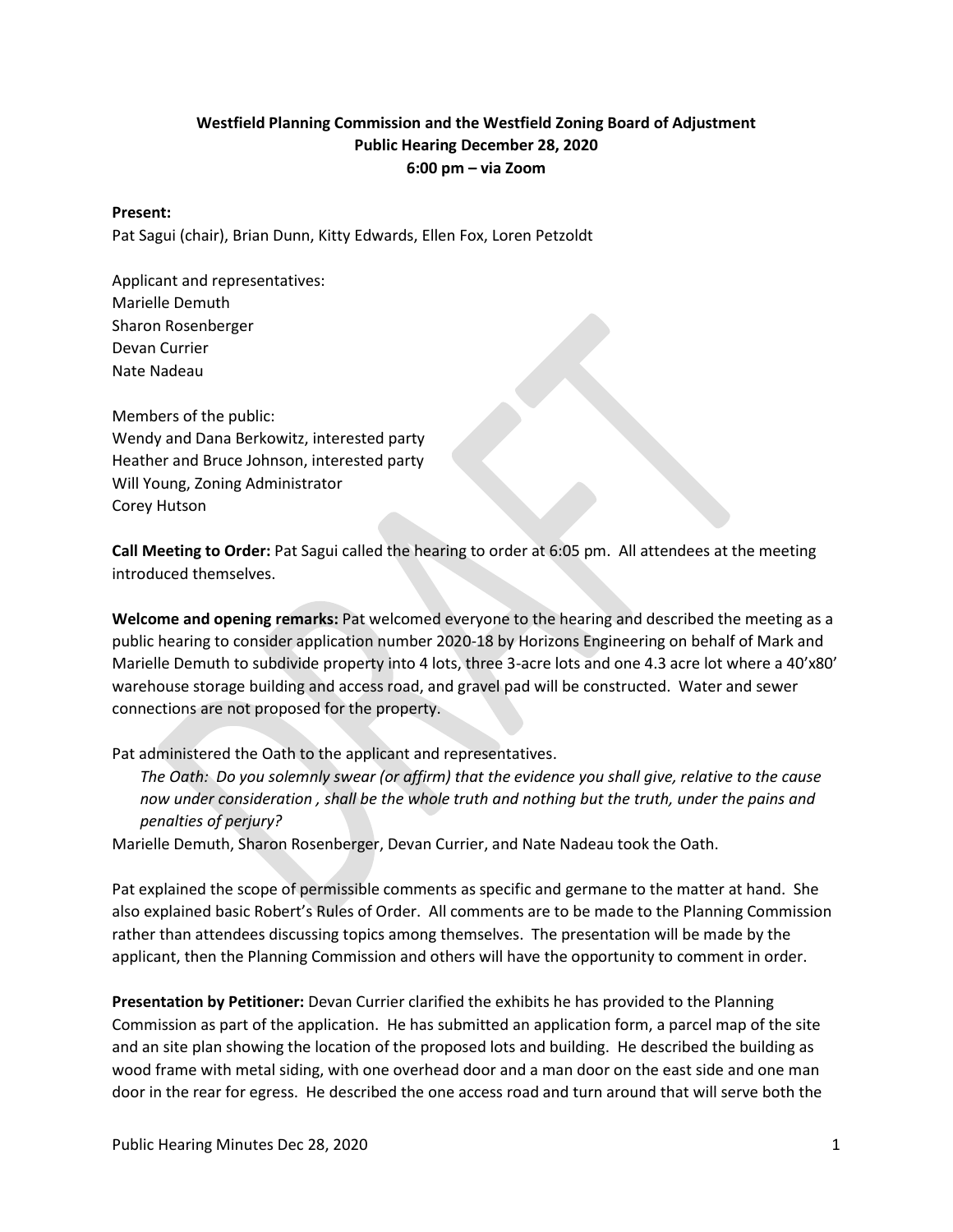**Westfield Planning Commission and the Westfield Zoning Board of Adjustment**
**Public Hearing December 28, 2020**
**6:00 pm – via Zoom**

**Present:**
Pat Sagui (chair), Brian Dunn, Kitty Edwards, Ellen Fox, Loren Petzoldt

Applicant and representatives:
Marielle Demuth
Sharon Rosenberger
Devan Currier
Nate Nadeau

Members of the public:
Wendy and Dana Berkowitz, interested party
Heather and Bruce Johnson, interested party
Will Young, Zoning Administrator
Corey Hutson

**Call Meeting to Order:** Pat Sagui called the hearing to order at 6:05 pm. All attendees at the meeting introduced themselves.

**Welcome and opening remarks:** Pat welcomed everyone to the hearing and described the meeting as a public hearing to consider application number 2020-18 by Horizons Engineering on behalf of Mark and Marielle Demuth to subdivide property into 4 lots, three 3-acre lots and one 4.3 acre lot where a 40'x80' warehouse storage building and access road, and gravel pad will be constructed. Water and sewer connections are not proposed for the property.

Pat administered the Oath to the applicant and representatives.

*The Oath: Do you solemnly swear (or affirm) that the evidence you shall give, relative to the cause now under consideration , shall be the whole truth and nothing but the truth, under the pains and penalties of perjury?*

Marielle Demuth, Sharon Rosenberger, Devan Currier, and Nate Nadeau took the Oath.

Pat explained the scope of permissible comments as specific and germane to the matter at hand. She also explained basic Robert's Rules of Order. All comments are to be made to the Planning Commission rather than attendees discussing topics among themselves. The presentation will be made by the applicant, then the Planning Commission and others will have the opportunity to comment in order.

**Presentation by Petitioner:** Devan Currier clarified the exhibits he has provided to the Planning Commission as part of the application. He has submitted an application form, a parcel map of the site and an site plan showing the location of the proposed lots and building. He described the building as wood frame with metal siding, with one overhead door and a man door on the east side and one man door in the rear for egress. He described the one access road and turn around that will serve both the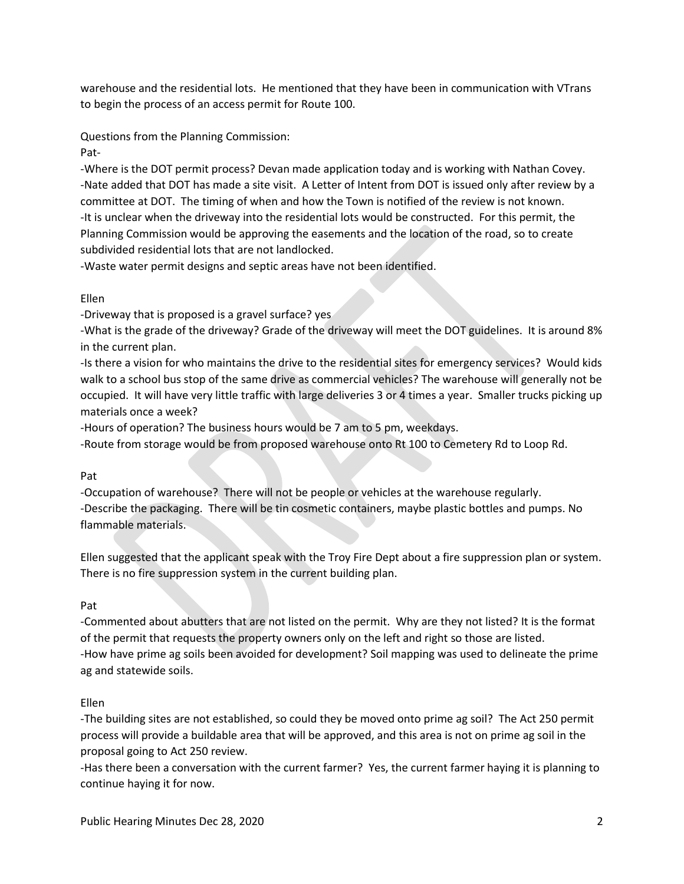warehouse and the residential lots. He mentioned that they have been in communication with VTrans to begin the process of an access permit for Route 100.

Questions from the Planning Commission:

Pat-

-Where is the DOT permit process? Devan made application today and is working with Nathan Covey.
-Nate added that DOT has made a site visit. A Letter of Intent from DOT is issued only after review by a committee at DOT. The timing of when and how the Town is notified of the review is not known.
-It is unclear when the driveway into the residential lots would be constructed. For this permit, the Planning Commission would be approving the easements and the location of the road, so to create subdivided residential lots that are not landlocked.
-Waste water permit designs and septic areas have not been identified.

Ellen

-Driveway that is proposed is a gravel surface? yes
-What is the grade of the driveway? Grade of the driveway will meet the DOT guidelines. It is around 8% in the current plan.
-Is there a vision for who maintains the drive to the residential sites for emergency services? Would kids walk to a school bus stop of the same drive as commercial vehicles? The warehouse will generally not be occupied. It will have very little traffic with large deliveries 3 or 4 times a year. Smaller trucks picking up materials once a week?
-Hours of operation? The business hours would be 7 am to 5 pm, weekdays.
-Route from storage would be from proposed warehouse onto Rt 100 to Cemetery Rd to Loop Rd.

Pat

-Occupation of warehouse? There will not be people or vehicles at the warehouse regularly.
-Describe the packaging. There will be tin cosmetic containers, maybe plastic bottles and pumps. No flammable materials.

Ellen suggested that the applicant speak with the Troy Fire Dept about a fire suppression plan or system. There is no fire suppression system in the current building plan.

Pat

-Commented about abutters that are not listed on the permit. Why are they not listed? It is the format of the permit that requests the property owners only on the left and right so those are listed.
-How have prime ag soils been avoided for development? Soil mapping was used to delineate the prime ag and statewide soils.

Ellen

-The building sites are not established, so could they be moved onto prime ag soil? The Act 250 permit process will provide a buildable area that will be approved, and this area is not on prime ag soil in the proposal going to Act 250 review.
-Has there been a conversation with the current farmer? Yes, the current farmer haying it is planning to continue haying it for now.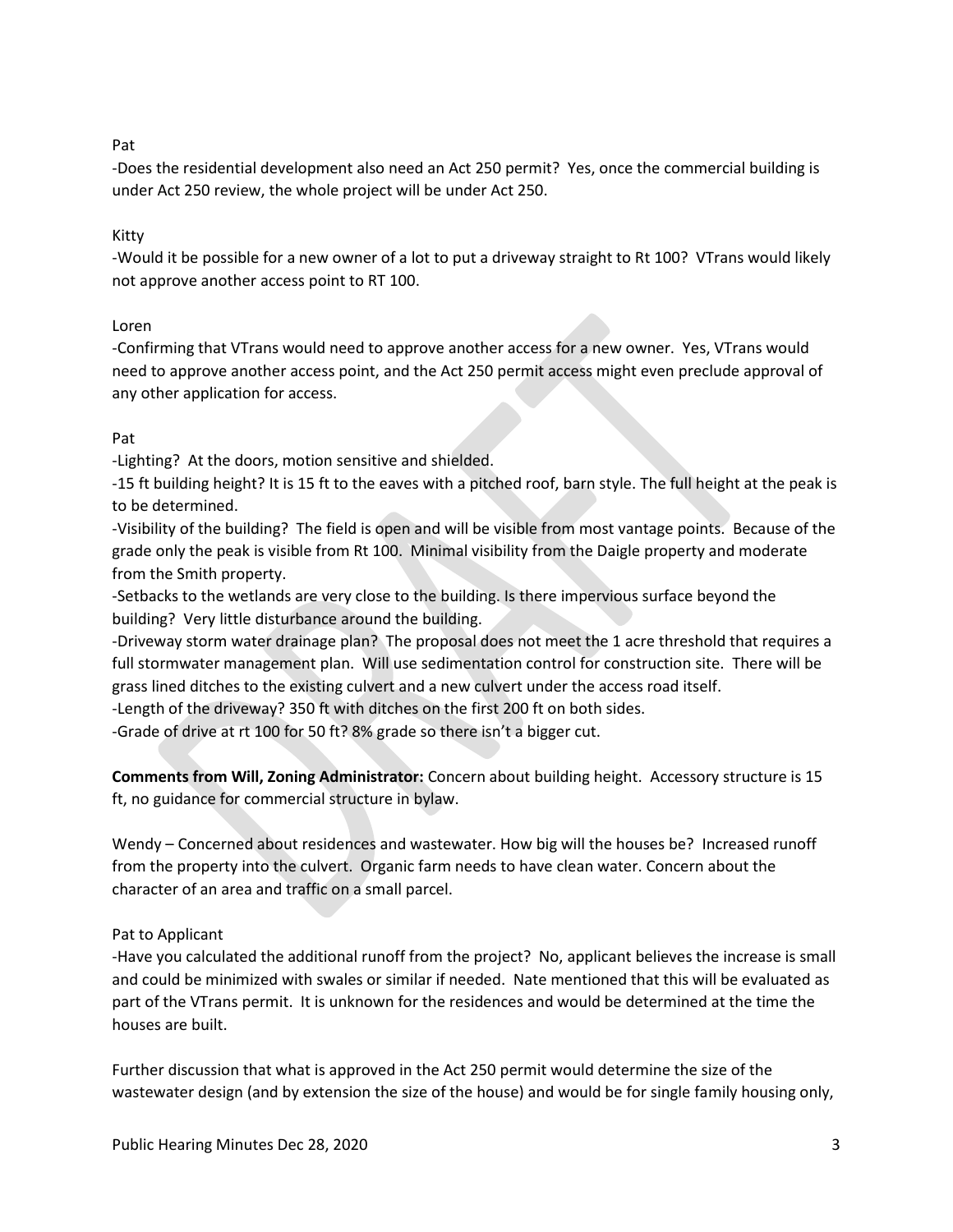Pat

-Does the residential development also need an Act 250 permit? Yes, once the commercial building is under Act 250 review, the whole project will be under Act 250.

Kitty

-Would it be possible for a new owner of a lot to put a driveway straight to Rt 100? VTrans would likely not approve another access point to RT 100.

Loren

-Confirming that VTrans would need to approve another access for a new owner. Yes, VTrans would need to approve another access point, and the Act 250 permit access might even preclude approval of any other application for access.

Pat

-Lighting? At the doors, motion sensitive and shielded.

-15 ft building height? It is 15 ft to the eaves with a pitched roof, barn style. The full height at the peak is to be determined.

-Visibility of the building? The field is open and will be visible from most vantage points. Because of the grade only the peak is visible from Rt 100. Minimal visibility from the Daigle property and moderate from the Smith property.

-Setbacks to the wetlands are very close to the building. Is there impervious surface beyond the building? Very little disturbance around the building.

-Driveway storm water drainage plan? The proposal does not meet the 1 acre threshold that requires a full stormwater management plan. Will use sedimentation control for construction site. There will be grass lined ditches to the existing culvert and a new culvert under the access road itself.

-Length of the driveway? 350 ft with ditches on the first 200 ft on both sides.

-Grade of drive at rt 100 for 50 ft? 8% grade so there isn't a bigger cut.

**Comments from Will, Zoning Administrator:** Concern about building height. Accessory structure is 15 ft, no guidance for commercial structure in bylaw.

Wendy – Concerned about residences and wastewater. How big will the houses be? Increased runoff from the property into the culvert. Organic farm needs to have clean water. Concern about the character of an area and traffic on a small parcel.

Pat to Applicant

-Have you calculated the additional runoff from the project? No, applicant believes the increase is small and could be minimized with swales or similar if needed. Nate mentioned that this will be evaluated as part of the VTrans permit. It is unknown for the residences and would be determined at the time the houses are built.

Further discussion that what is approved in the Act 250 permit would determine the size of the wastewater design (and by extension the size of the house) and would be for single family housing only,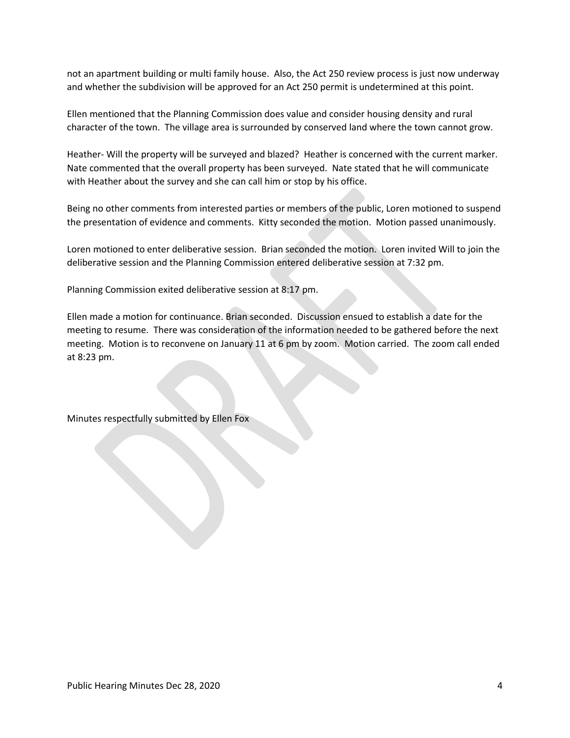not an apartment building or multi family house. Also, the Act 250 review process is just now underway and whether the subdivision will be approved for an Act 250 permit is undetermined at this point.

Ellen mentioned that the Planning Commission does value and consider housing density and rural character of the town. The village area is surrounded by conserved land where the town cannot grow.

Heather- Will the property will be surveyed and blazed? Heather is concerned with the current marker. Nate commented that the overall property has been surveyed. Nate stated that he will communicate with Heather about the survey and she can call him or stop by his office.

Being no other comments from interested parties or members of the public, Loren motioned to suspend the presentation of evidence and comments. Kitty seconded the motion. Motion passed unanimously.

Loren motioned to enter deliberative session. Brian seconded the motion. Loren invited Will to join the deliberative session and the Planning Commission entered deliberative session at 7:32 pm.

Planning Commission exited deliberative session at 8:17 pm.

Ellen made a motion for continuance. Brian seconded. Discussion ensued to establish a date for the meeting to resume. There was consideration of the information needed to be gathered before the next meeting. Motion is to reconvene on January 11 at 6 pm by zoom. Motion carried. The zoom call ended at 8:23 pm.

Minutes respectfully submitted by Ellen Fox